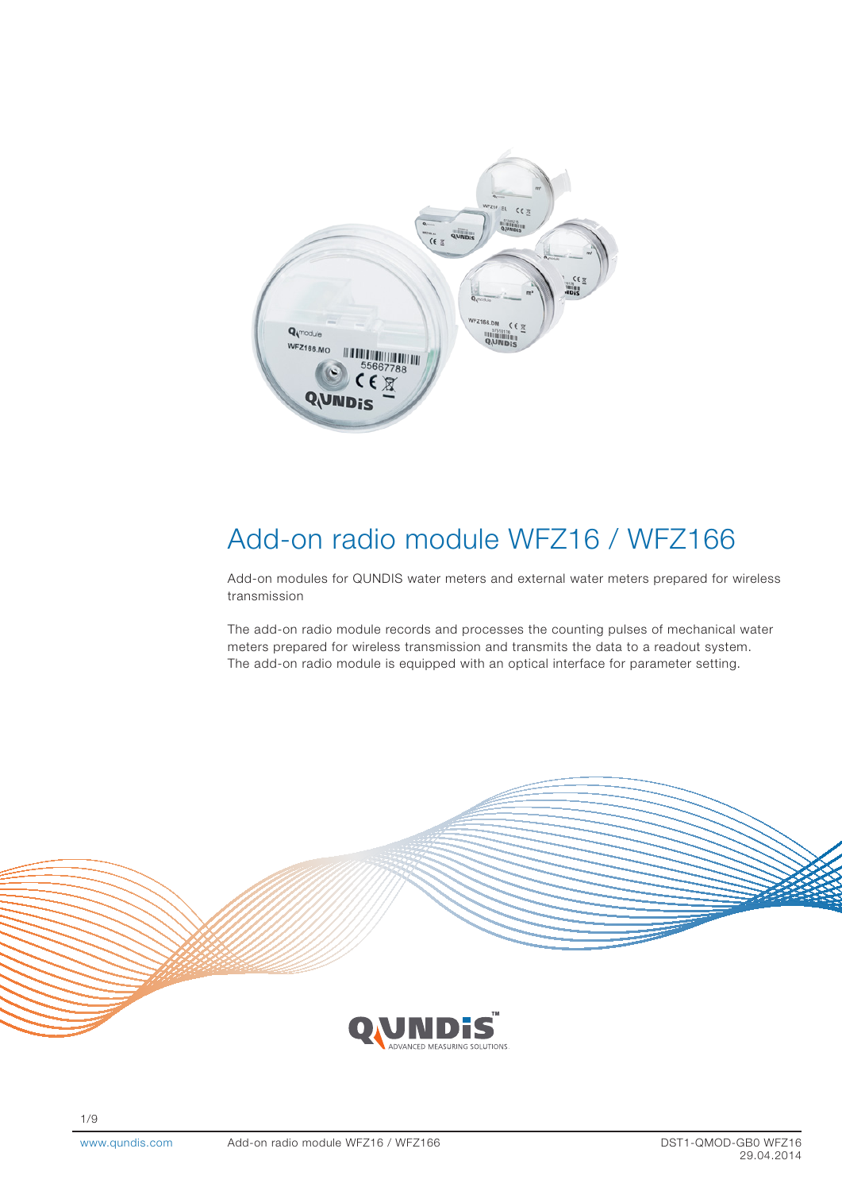# Add-on radio module WFZ16 / WFZ166

Add-on modules for QUNDIS water meters and external water meters prepared for wireless transmission

The add-on radio module records and processes the counting pulses of mechanical water meters prepared for wireless transmission and transmits the data to a readout system. The add-on radio module is equipped with an optical interface for parameter setting.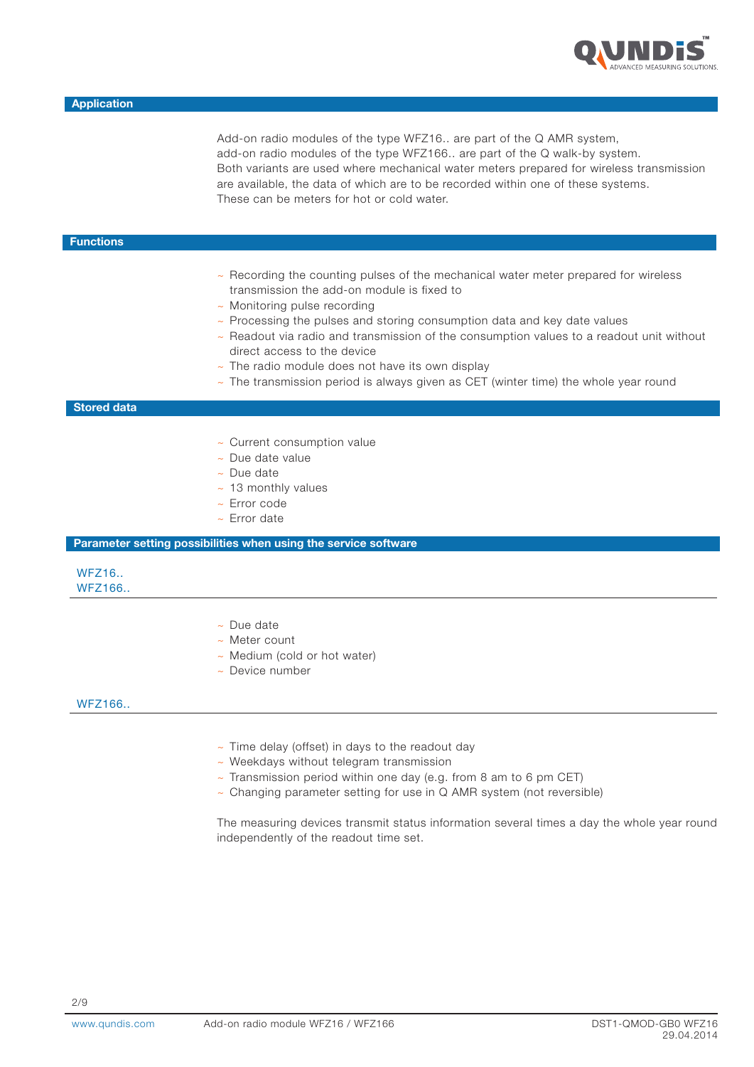## Application

Add-on radio modules of the type WFZ16.. are part of the Q AMR system,
add-on radio modules of the type WFZ166.. are part of the Q walk-by system.
Both variants are used where mechanical water meters prepared for wireless transmission are available, the data of which are to be recorded within one of these systems.
These can be meters for hot or cold water.

## Functions

- Recording the counting pulses of the mechanical water meter prepared for wireless transmission the add-on module is fixed to
- Monitoring pulse recording
- Processing the pulses and storing consumption data and key date values
- Readout via radio and transmission of the consumption values to a readout unit without direct access to the device
- The radio module does not have its own display
- The transmission period is always given as CET (winter time) the whole year round

## Stored data

- Current consumption value
- Due date value
- Due date
- 13 monthly values
- Error code
- Error date

## Parameter setting possibilities when using the service software

### WFZ16.. / WFZ166..

- Due date
- Meter count
- Medium (cold or hot water)
- Device number

### WFZ166..

- Time delay (offset) in days to the readout day
- Weekdays without telegram transmission
- Transmission period within one day (e.g. from 8 am to 6 pm CET)
- Changing parameter setting for use in Q AMR system (not reversible)

The measuring devices transmit status information several times a day the whole year round independently of the readout time set.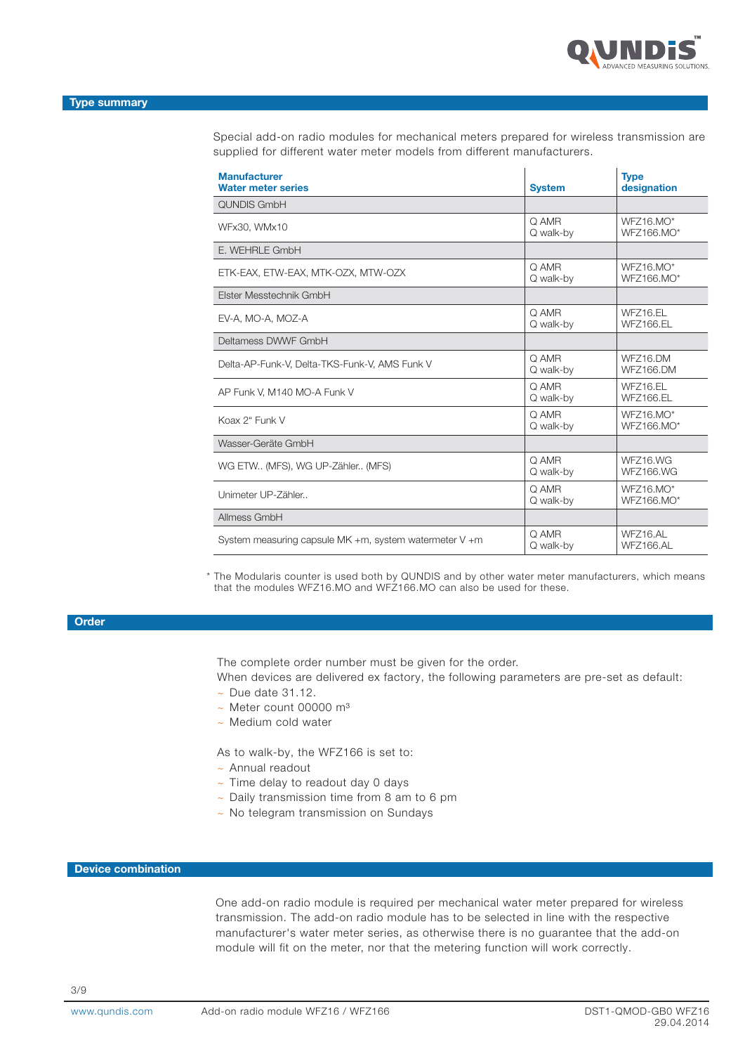## Type summary

Special add-on radio modules for mechanical meters prepared for wireless transmission are supplied for different water meter models from different manufacturers.

| Manufacturer<br>Water meter series | System | Type designation |
|---|---|---|
| QUNDIS GmbH | | |
| WFx30, WMx10 | Q AMR<br>Q walk-by | WFZ16.MO*<br>WFZ166.MO* |
| E. WEHRLE GmbH | | |
| ETK-EAX, ETW-EAX, MTK-OZX, MTW-OZX | Q AMR<br>Q walk-by | WFZ16.MO*<br>WFZ166.MO* |
| Elster Messtechnik GmbH | | |
| EV-A, MO-A, MOZ-A | Q AMR<br>Q walk-by | WFZ16.EL<br>WFZ166.EL |
| Deltamess DWWF GmbH | | |
| Delta-AP-Funk-V, Delta-TKS-Funk-V, AMS Funk V | Q AMR<br>Q walk-by | WFZ16.DM<br>WFZ166.DM |
| AP Funk V, M140 MO-A Funk V | Q AMR<br>Q walk-by | WFZ16.EL<br>WFZ166.EL |
| Koax 2" Funk V | Q AMR<br>Q walk-by | WFZ16.MO*<br>WFZ166.MO* |
| Wasser-Geräte GmbH | | |
| WG ETW.. (MFS), WG UP-Zähler.. (MFS) | Q AMR<br>Q walk-by | WFZ16.WG<br>WFZ166.WG |
| Unimeter UP-Zähler.. | Q AMR<br>Q walk-by | WFZ16.MO*<br>WFZ166.MO* |
| Allmess GmbH | | |
| System measuring capsule MK +m, system watermeter V +m | Q AMR<br>Q walk-by | WFZ16.AL<br>WFZ166.AL |

* The Modularis counter is used both by QUNDIS and by other water meter manufacturers, which means that the modules WFZ16.MO and WFZ166.MO can also be used for these.

## Order

The complete order number must be given for the order.
When devices are delivered ex factory, the following parameters are pre-set as default:

- Due date 31.12.
- Meter count 00000 m³
- Medium cold water

As to walk-by, the WFZ166 is set to:

- Annual readout
- Time delay to readout day 0 days
- Daily transmission time from 8 am to 6 pm
- No telegram transmission on Sundays

## Device combination

One add-on radio module is required per mechanical water meter prepared for wireless transmission. The add-on radio module has to be selected in line with the respective manufacturer's water meter series, as otherwise there is no guarantee that the add-on module will fit on the meter, nor that the metering function will work correctly.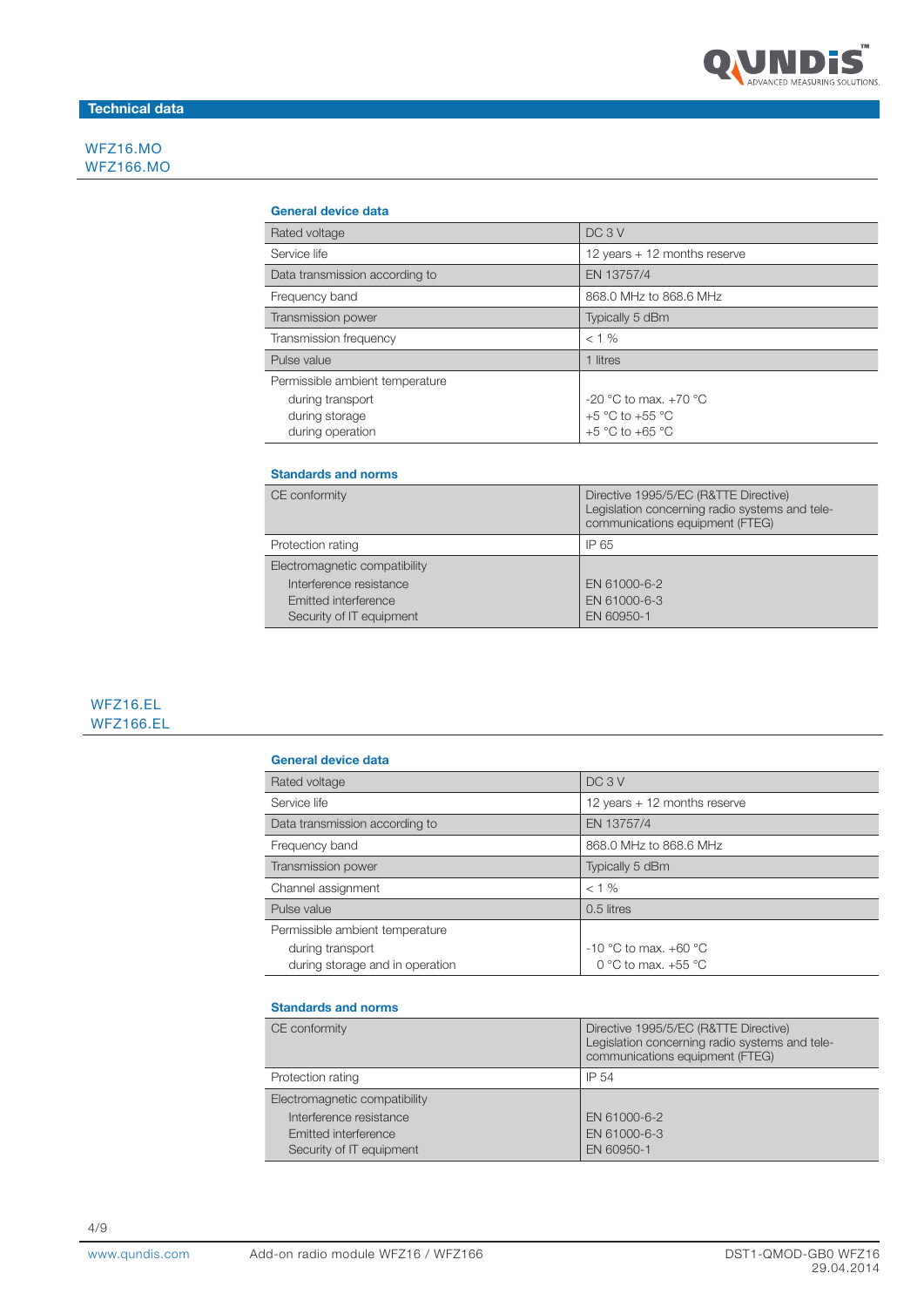## Technical data

### WFZ16.MO
### WFZ166.MO

**General device data**

| | |
|---|---|
| Rated voltage | DC 3 V |
| Service life | 12 years + 12 months reserve |
| Data transmission according to | EN 13757/4 |
| Frequency band | 868.0 MHz to 868.6 MHz |
| Transmission power | Typically 5 dBm |
| Transmission frequency | < 1 % |
| Pulse value | 1 litres |
| Permissible ambient temperature<br>during transport<br>during storage<br>during operation | <br>-20 °C to max. +70 °C<br>+5 °C to +55 °C<br>+5 °C to +65 °C |

**Standards and norms**

| | |
|---|---|
| CE conformity | Directive 1995/5/EC (R&TTE Directive)<br>Legislation concerning radio systems and telecommunications equipment (FTEG) |
| Protection rating | IP 65 |
| Electromagnetic compatibility<br>Interference resistance<br>Emitted interference<br>Security of IT equipment | <br>EN 61000-6-2<br>EN 61000-6-3<br>EN 60950-1 |

### WFZ16.EL
### WFZ166.EL

**General device data**

| | |
|---|---|
| Rated voltage | DC 3 V |
| Service life | 12 years + 12 months reserve |
| Data transmission according to | EN 13757/4 |
| Frequency band | 868.0 MHz to 868.6 MHz |
| Transmission power | Typically 5 dBm |
| Channel assignment | < 1 % |
| Pulse value | 0.5 litres |
| Permissible ambient temperature<br>during transport<br>during storage and in operation | <br>-10 °C to max. +60 °C<br>0 °C to max. +55 °C |

**Standards and norms**

| | |
|---|---|
| CE conformity | Directive 1995/5/EC (R&TTE Directive)<br>Legislation concerning radio systems and telecommunications equipment (FTEG) |
| Protection rating | IP 54 |
| Electromagnetic compatibility<br>Interference resistance<br>Emitted interference<br>Security of IT equipment | <br>EN 61000-6-2<br>EN 61000-6-3<br>EN 60950-1 |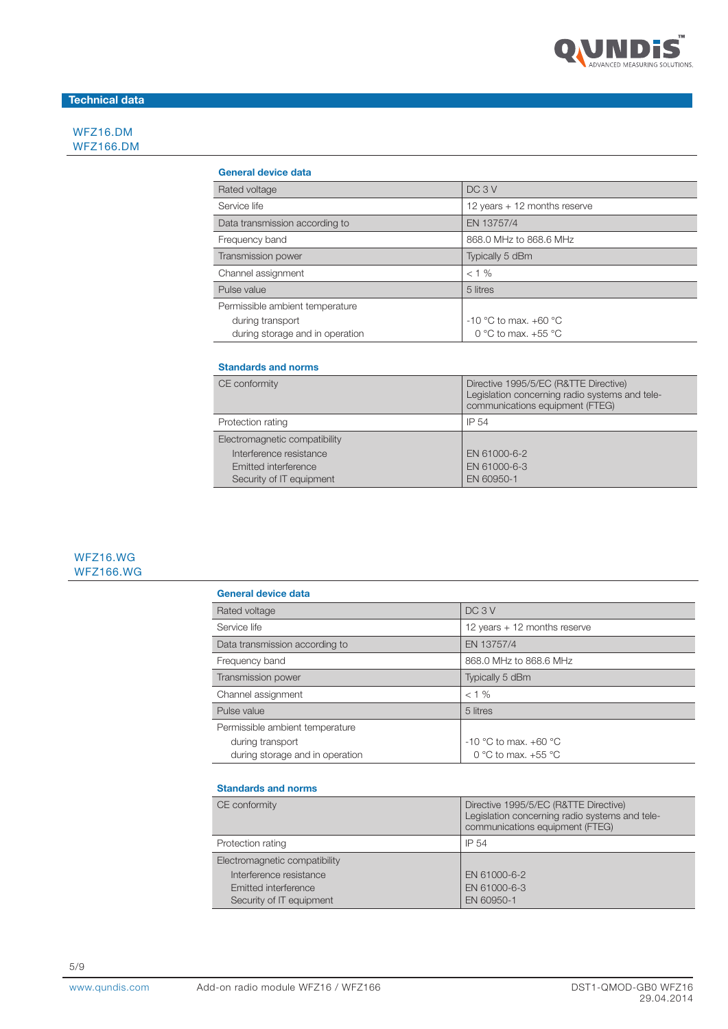## Technical data

### WFZ16.DM
### WFZ166.DM

#### General device data

| | |
|---|---|
| Rated voltage | DC 3 V |
| Service life | 12 years + 12 months reserve |
| Data transmission according to | EN 13757/4 |
| Frequency band | 868.0 MHz to 868.6 MHz |
| Transmission power | Typically 5 dBm |
| Channel assignment | < 1 % |
| Pulse value | 5 litres |
| Permissible ambient temperature | |
| during transport | -10 °C to max. +60 °C |
| during storage and in operation | 0 °C to max. +55 °C |

#### Standards and norms

| | |
|---|---|
| CE conformity | Directive 1995/5/EC (R&TTE Directive) Legislation concerning radio systems and tele-communications equipment (FTEG) |
| Protection rating | IP 54 |
| Electromagnetic compatibility | |
| Interference resistance | EN 61000-6-2 |
| Emitted interference | EN 61000-6-3 |
| Security of IT equipment | EN 60950-1 |

### WFZ16.WG
### WFZ166.WG

#### General device data

| | |
|---|---|
| Rated voltage | DC 3 V |
| Service life | 12 years + 12 months reserve |
| Data transmission according to | EN 13757/4 |
| Frequency band | 868.0 MHz to 868.6 MHz |
| Transmission power | Typically 5 dBm |
| Channel assignment | < 1 % |
| Pulse value | 5 litres |
| Permissible ambient temperature | |
| during transport | -10 °C to max. +60 °C |
| during storage and in operation | 0 °C to max. +55 °C |

#### Standards and norms

| | |
|---|---|
| CE conformity | Directive 1995/5/EC (R&TTE Directive) Legislation concerning radio systems and tele-communications equipment (FTEG) |
| Protection rating | IP 54 |
| Electromagnetic compatibility | |
| Interference resistance | EN 61000-6-2 |
| Emitted interference | EN 61000-6-3 |
| Security of IT equipment | EN 60950-1 |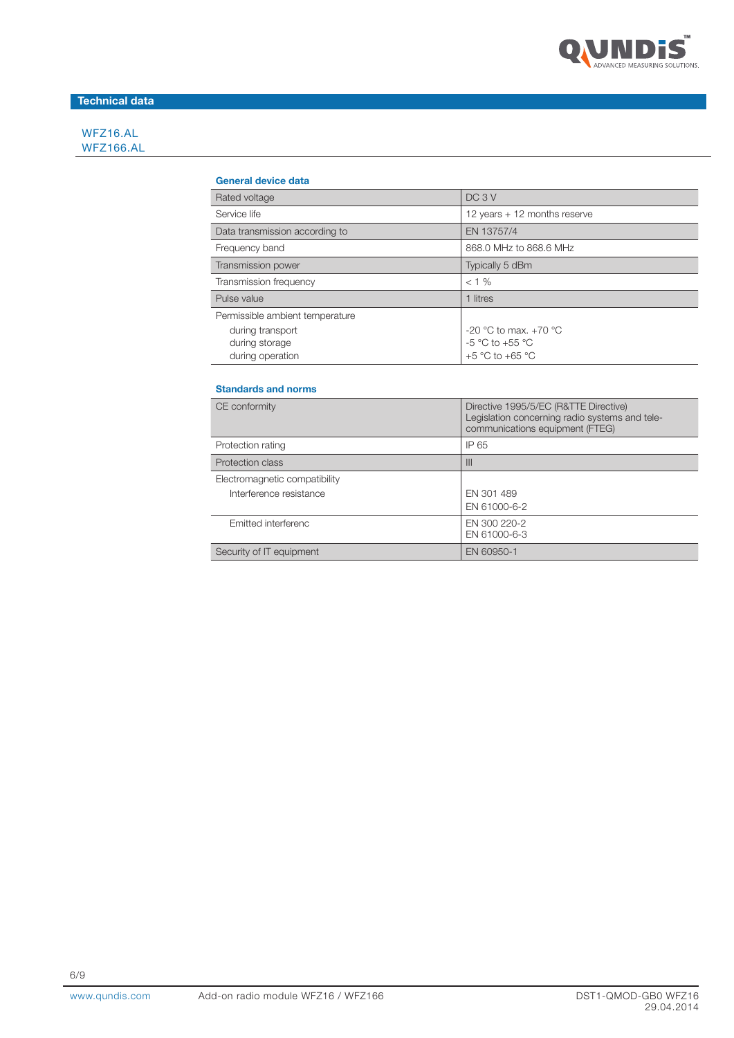## Technical data

WFZ16.AL
WFZ166.AL

### General device data

| | |
|---|---|
| Rated voltage | DC 3 V |
| Service life | 12 years + 12 months reserve |
| Data transmission according to | EN 13757/4 |
| Frequency band | 868.0 MHz to 868.6 MHz |
| Transmission power | Typically 5 dBm |
| Transmission frequency | < 1 % |
| Pulse value | 1 litres |
| Permissible ambient temperature<br>during transport<br>during storage<br>during operation | <br>-20 °C to max. +70 °C<br>-5 °C to +55 °C<br>+5 °C to +65 °C |

### Standards and norms

| | |
|---|---|
| CE conformity | Directive 1995/5/EC (R&TTE Directive)<br>Legislation concerning radio systems and tele-communications equipment (FTEG) |
| Protection rating | IP 65 |
| Protection class | III |
| Electromagnetic compatibility<br>Interference resistance | <br>EN 301 489<br>EN 61000-6-2 |
| Emitted interferenc | EN 300 220-2<br>EN 61000-6-3 |
| Security of IT equipment | EN 60950-1 |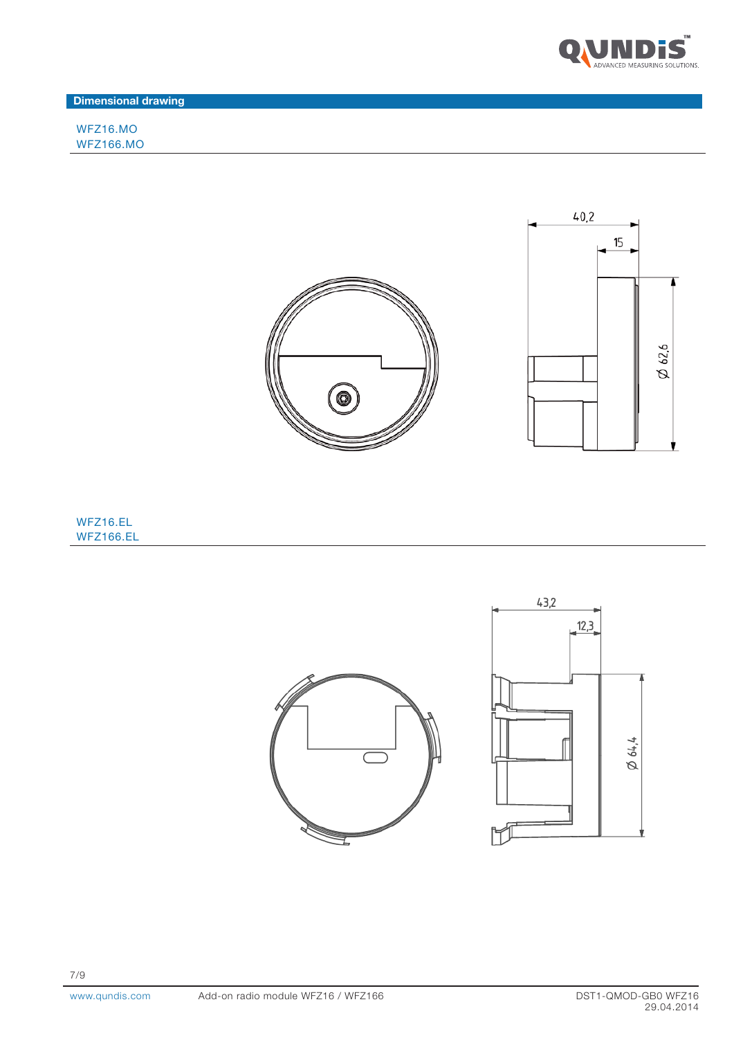## Dimensional drawing

WFZ16.MO
WFZ166.MO

40,2

15

Ø 62,6

WFZ16.EL
WFZ166.EL

43,2

12,3

Ø 64,4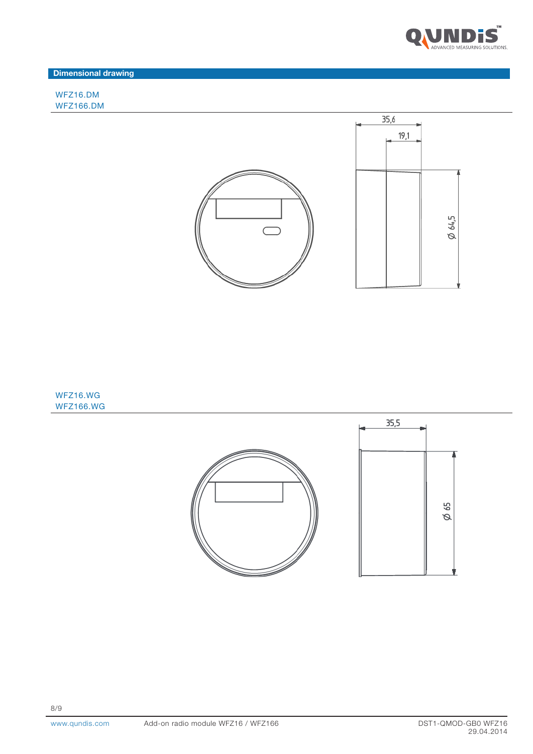## Dimensional drawing

WFZ16.DM
WFZ166.DM

35,6

19,1

Ø 64,5

WFZ16.WG
WFZ166.WG

35,5

Ø 65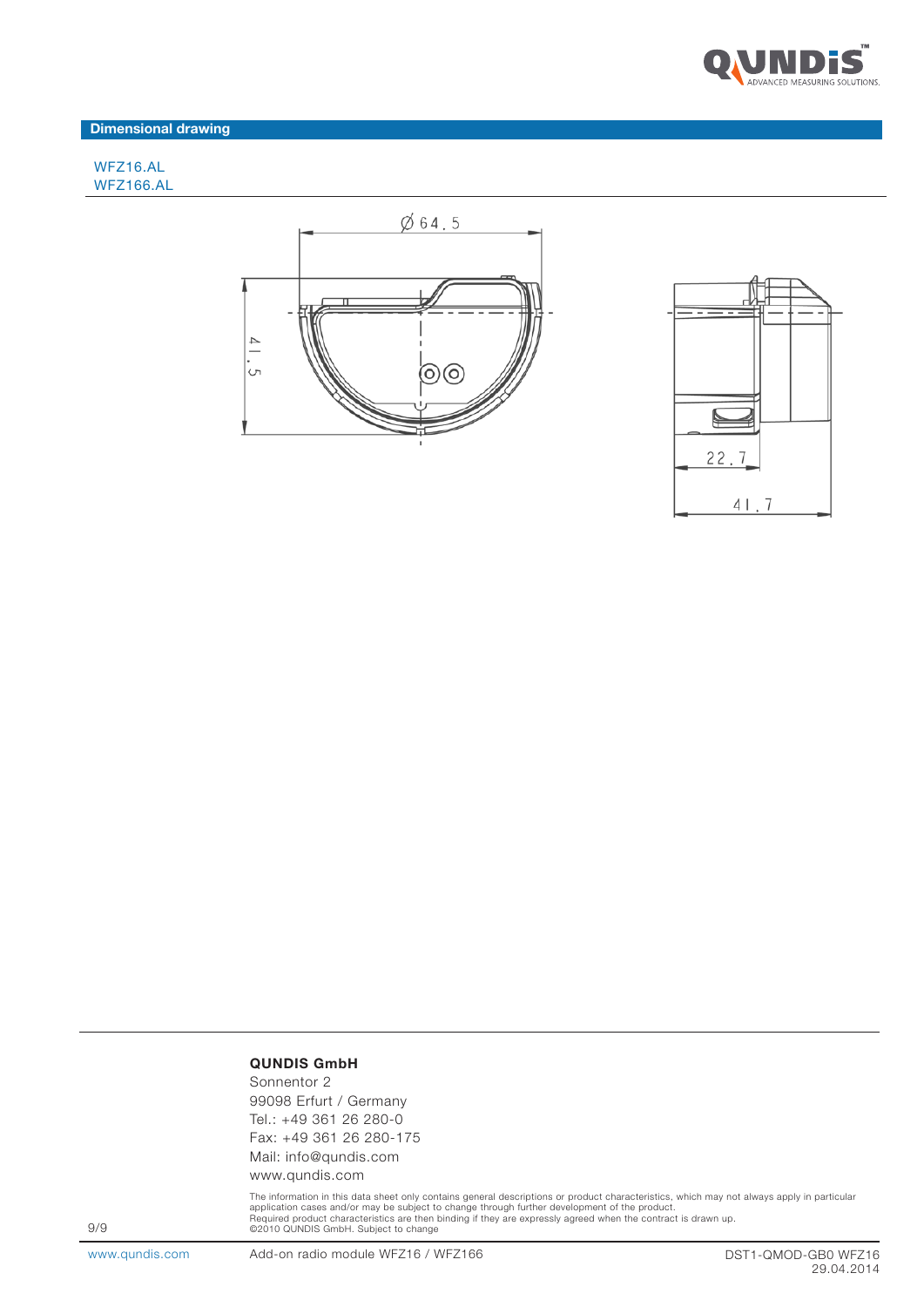## Dimensional drawing

WFZ16.AL
WFZ166.AL

Ø 64.5

41.5

22.7

41.7

**QUNDIS GmbH**
Sonnentor 2
99098 Erfurt / Germany
Tel.: +49 361 26 280-0
Fax: +49 361 26 280-175
Mail: info@qundis.com
www.qundis.com

The information in this data sheet only contains general descriptions or product characteristics, which may not always apply in particular application cases and/or may be subject to change through further development of the product.
Required product characteristics are then binding if they are expressly agreed when the contract is drawn up.
©2010 QUNDIS GmbH. Subject to change